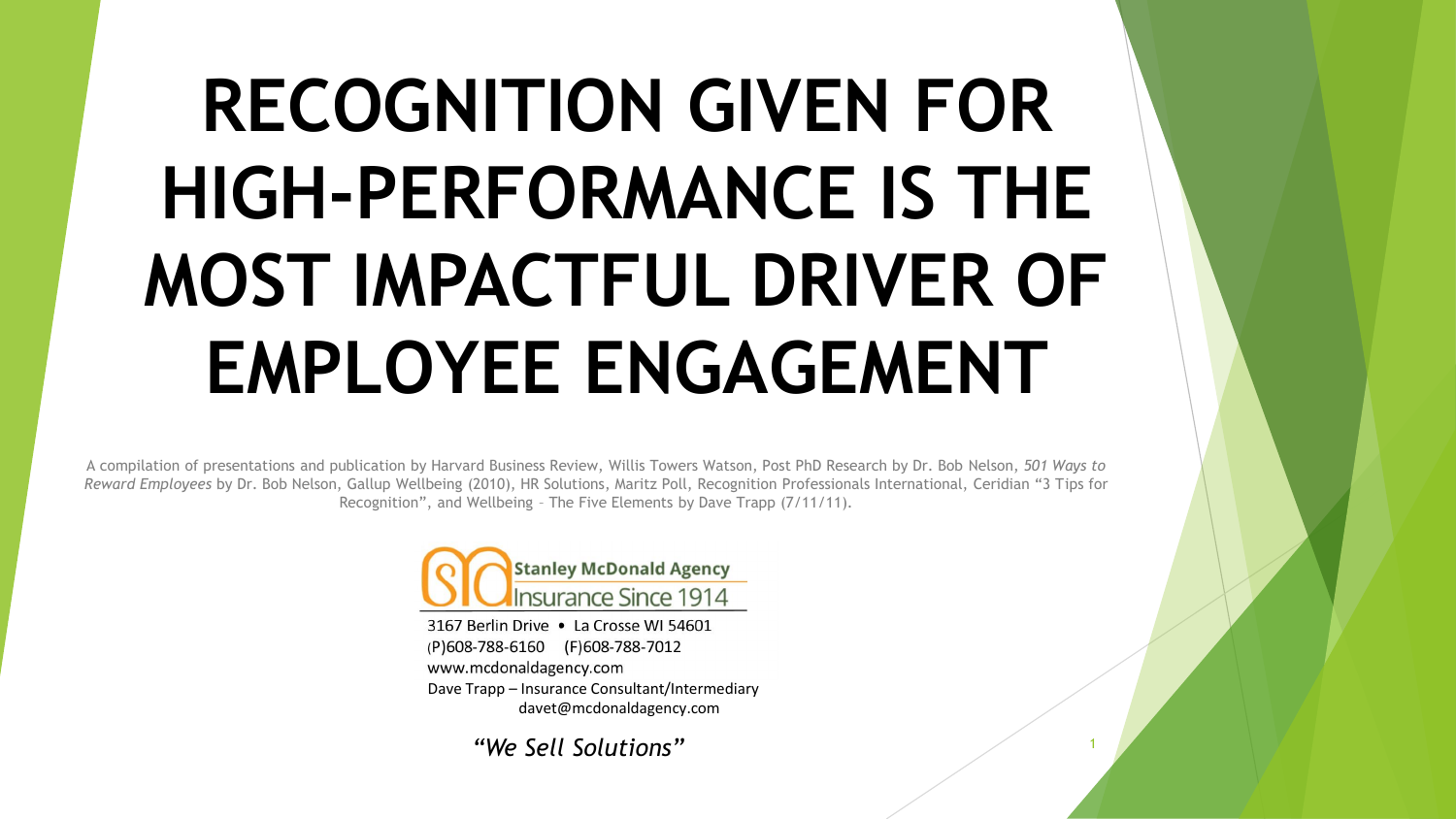# RECOGNITION GIVEN FOR HIGH-PERFORMANCE IS THE MOST IMPACTFUL DRIVER OF EMPLOYEE ENGAGEMENT

A compilation of presentations and publication by Harvard Business Review, Willis Towers Watson, Post PhD Research by Dr. Bob Nelson, *501 Ways to Reward Employees* by Dr. Bob Nelson, Gallup Wellbeing (2010), HR Solutions, Maritz Poll, Recognition Professionals International, Ceridian "3 Tips for Recognition", and Wellbeing – The Five Elements by Dave Trapp (7/11/11).

**Stanley McDonald Agency**
Insurance Since 1914

3167 Berlin Drive • La Crosse WI 54601
(P)608-788-6160 (F)608-788-7012
www.mcdonaldagency.com
Dave Trapp – Insurance Consultant/Intermediary
davet@mcdonaldagency.com

*"We Sell Solutions"*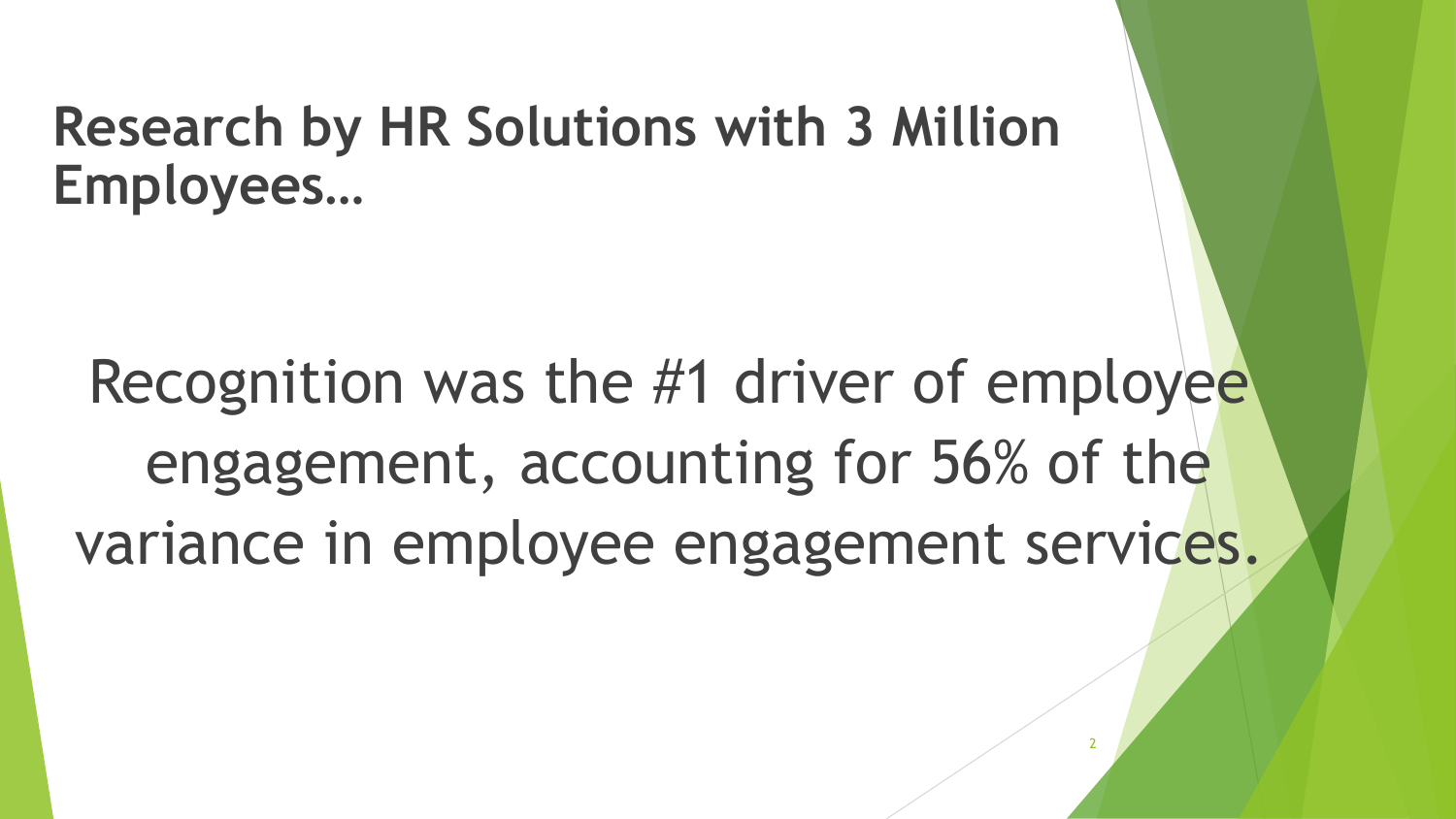# Research by HR Solutions with 3 Million Employees…

Recognition was the #1 driver of employee engagement, accounting for 56% of the variance in employee engagement services.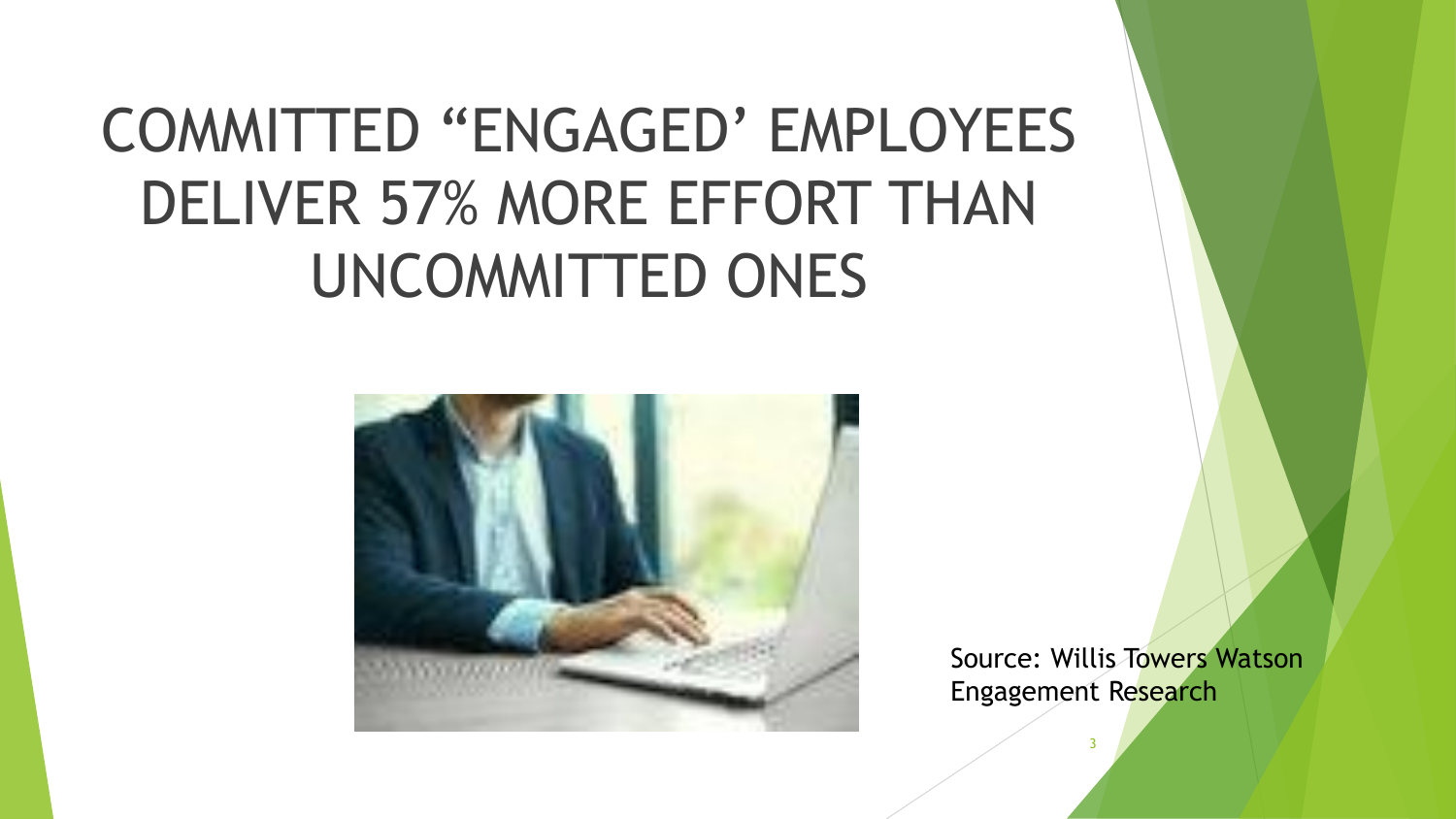# COMMITTED "ENGAGED' EMPLOYEES DELIVER 57% MORE EFFORT THAN UNCOMMITTED ONES

Source: Willis Towers Watson Engagement Research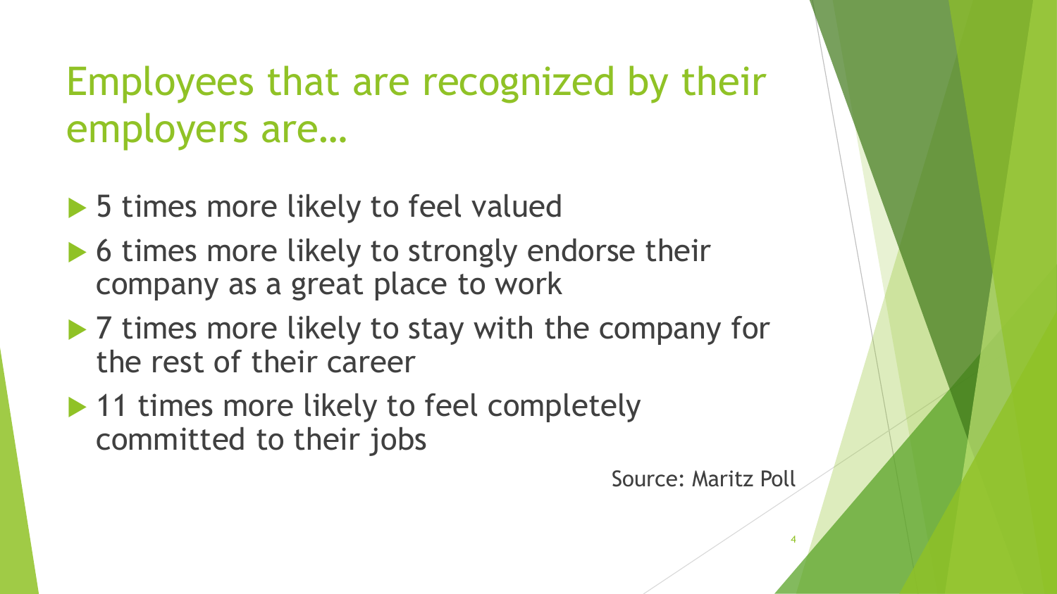# Employees that are recognized by their employers are…

- 5 times more likely to feel valued
- 6 times more likely to strongly endorse their company as a great place to work
- 7 times more likely to stay with the company for the rest of their career
- 11 times more likely to feel completely committed to their jobs

Source: Maritz Poll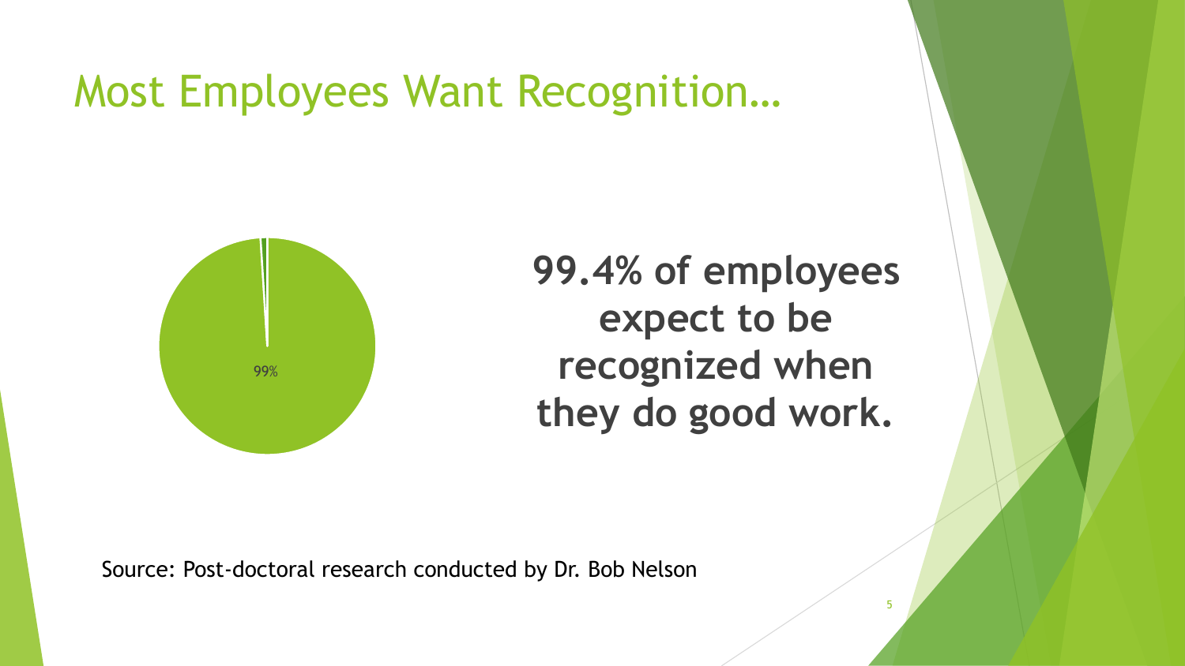# Most Employees Want Recognition…

99%

**99.4% of employees expect to be recognized when they do good work.**

Source: Post-doctoral research conducted by Dr. Bob Nelson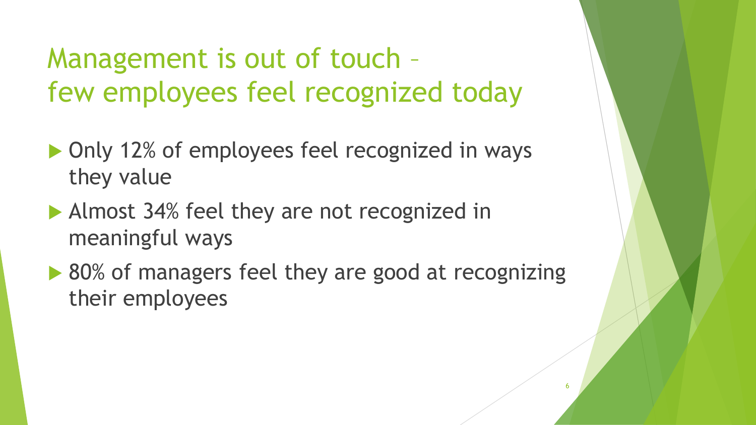# Management is out of touch – few employees feel recognized today

- Only 12% of employees feel recognized in ways they value
- Almost 34% feel they are not recognized in meaningful ways
- 80% of managers feel they are good at recognizing their employees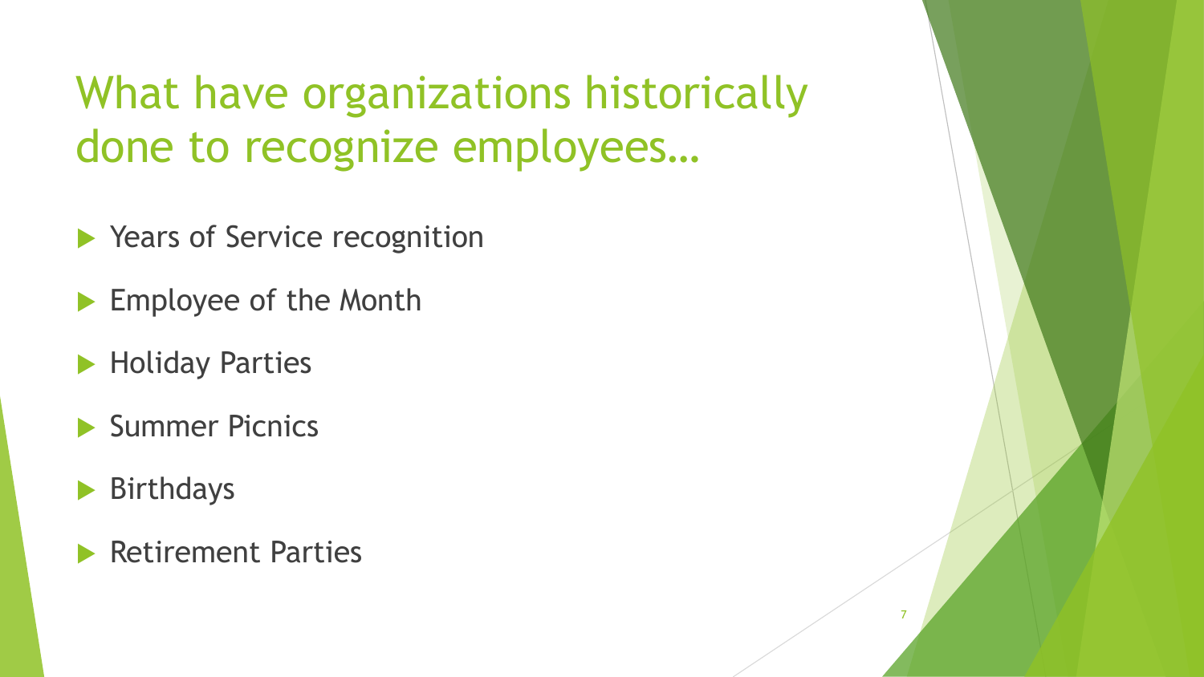# What have organizations historically done to recognize employees…

- Years of Service recognition
- Employee of the Month
- Holiday Parties
- Summer Picnics
- Birthdays
- Retirement Parties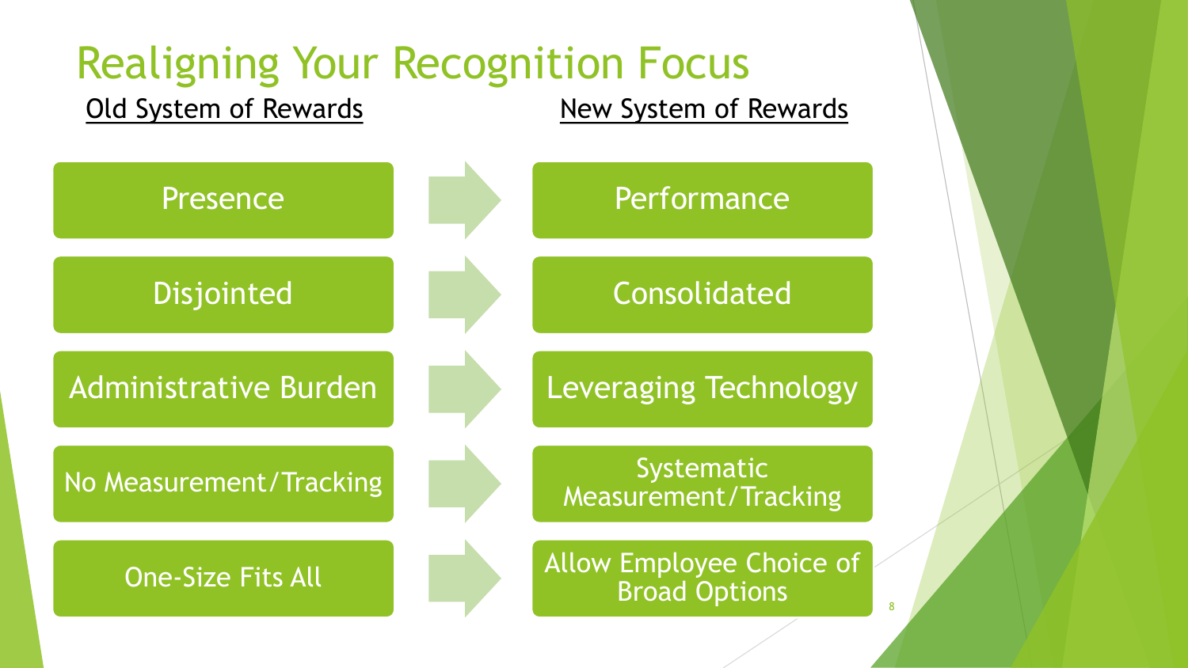# Realigning Your Recognition Focus

| Old System of Rewards | New System of Rewards |
| --- | --- |
| Presence | Performance |
| Disjointed | Consolidated |
| Administrative Burden | Leveraging Technology |
| No Measurement/Tracking | Systematic Measurement/Tracking |
| One-Size Fits All | Allow Employee Choice of Broad Options |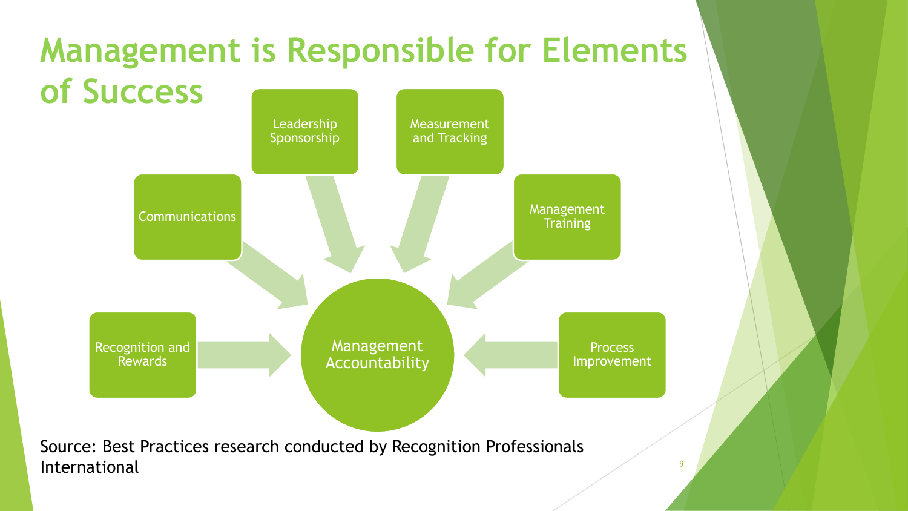# Management is Responsible for Elements of Success

- Leadership Sponsorship
- Measurement and Tracking
- Communications
- Management Training
- Recognition and Rewards
- Process Improvement

→ Management Accountability

Source: Best Practices research conducted by Recognition Professionals International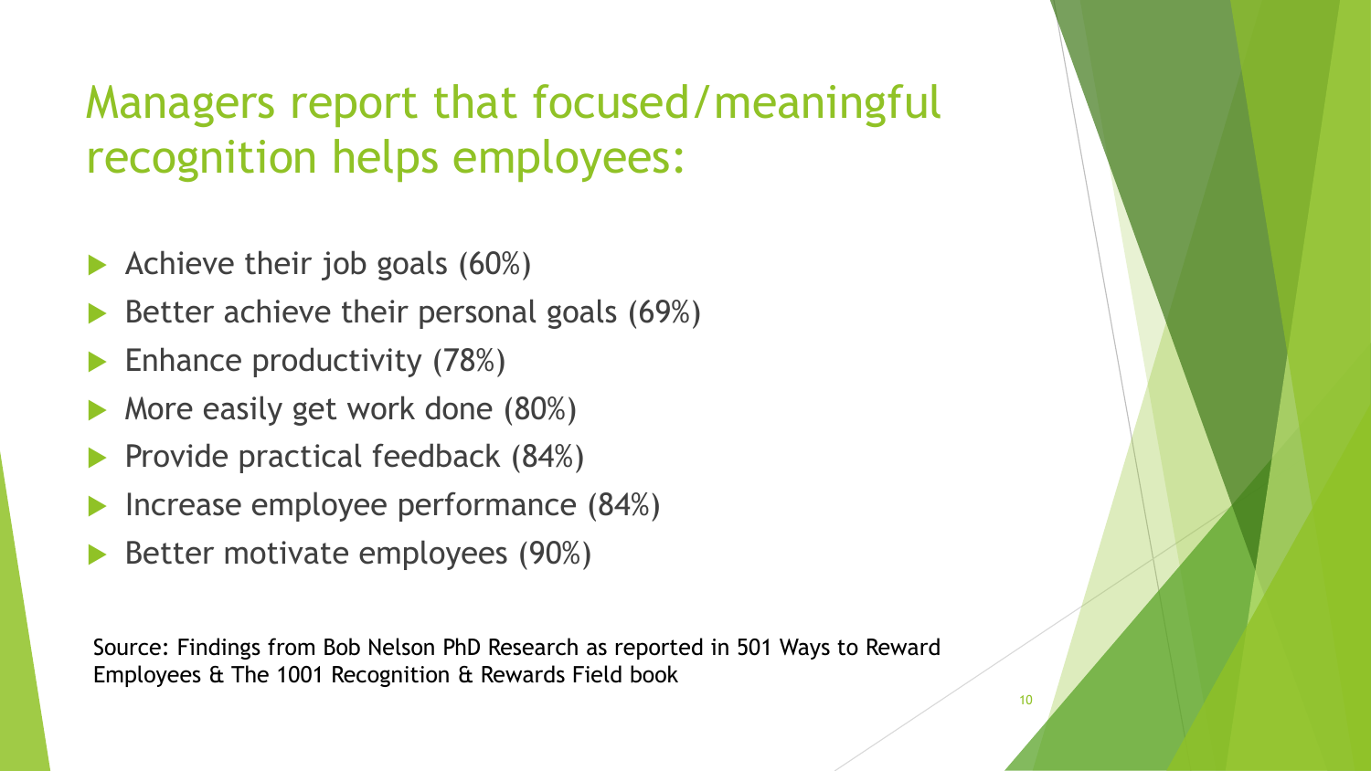# Managers report that focused/meaningful recognition helps employees:

- Achieve their job goals (60%)
- Better achieve their personal goals (69%)
- Enhance productivity (78%)
- More easily get work done (80%)
- Provide practical feedback (84%)
- Increase employee performance (84%)
- Better motivate employees (90%)

Source: Findings from Bob Nelson PhD Research as reported in 501 Ways to Reward Employees & The 1001 Recognition & Rewards Field book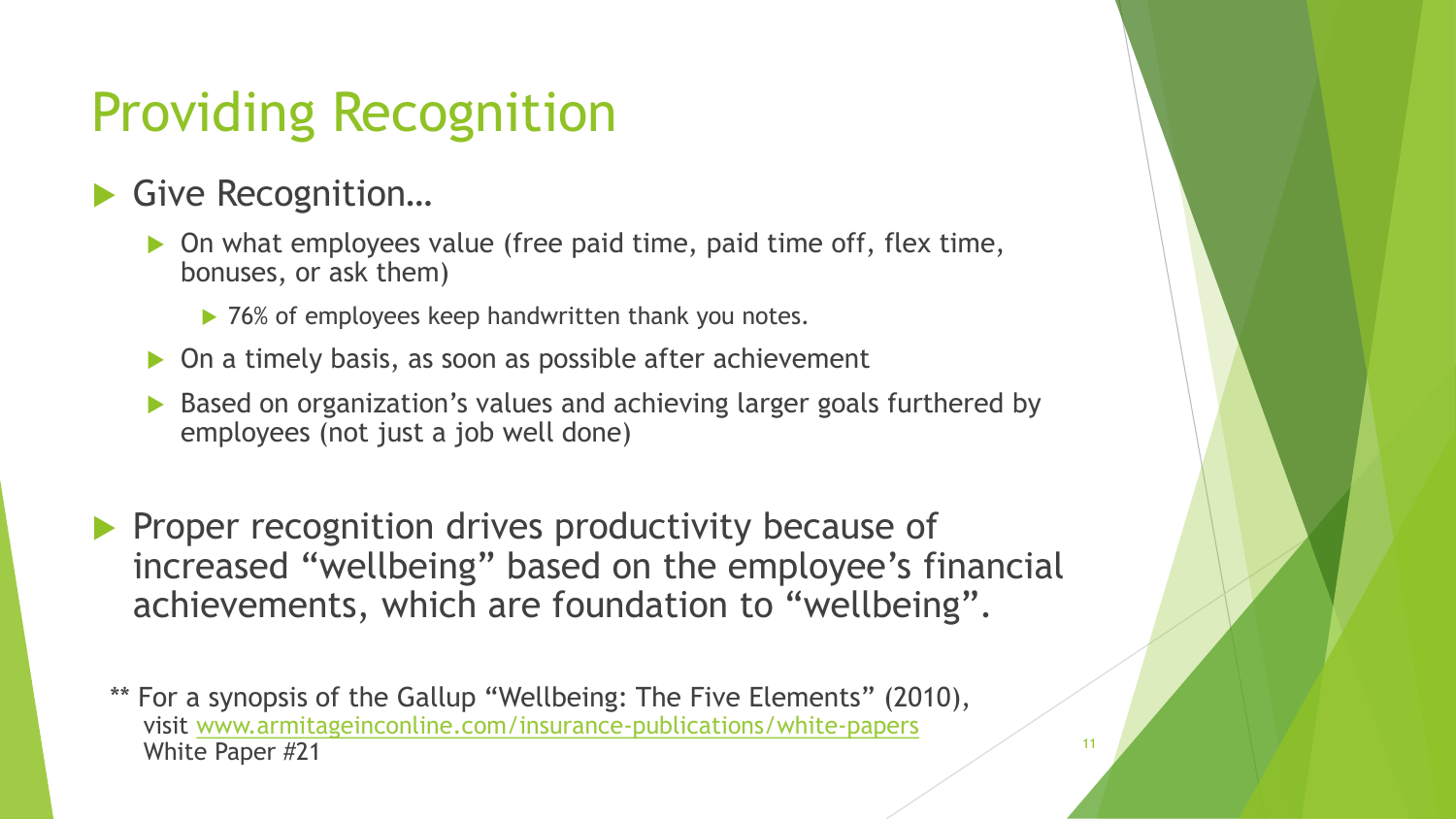# Providing Recognition

- Give Recognition…
  - On what employees value (free paid time, paid time off, flex time, bonuses, or ask them)
    - 76% of employees keep handwritten thank you notes.
  - On a timely basis, as soon as possible after achievement
  - Based on organization's values and achieving larger goals furthered by employees (not just a job well done)

- Proper recognition drives productivity because of increased "wellbeing" based on the employee's financial achievements, which are foundation to "wellbeing".

** For a synopsis of the Gallup "Wellbeing: The Five Elements" (2010), visit www.armitageinconline.com/insurance-publications/white-papers White Paper #21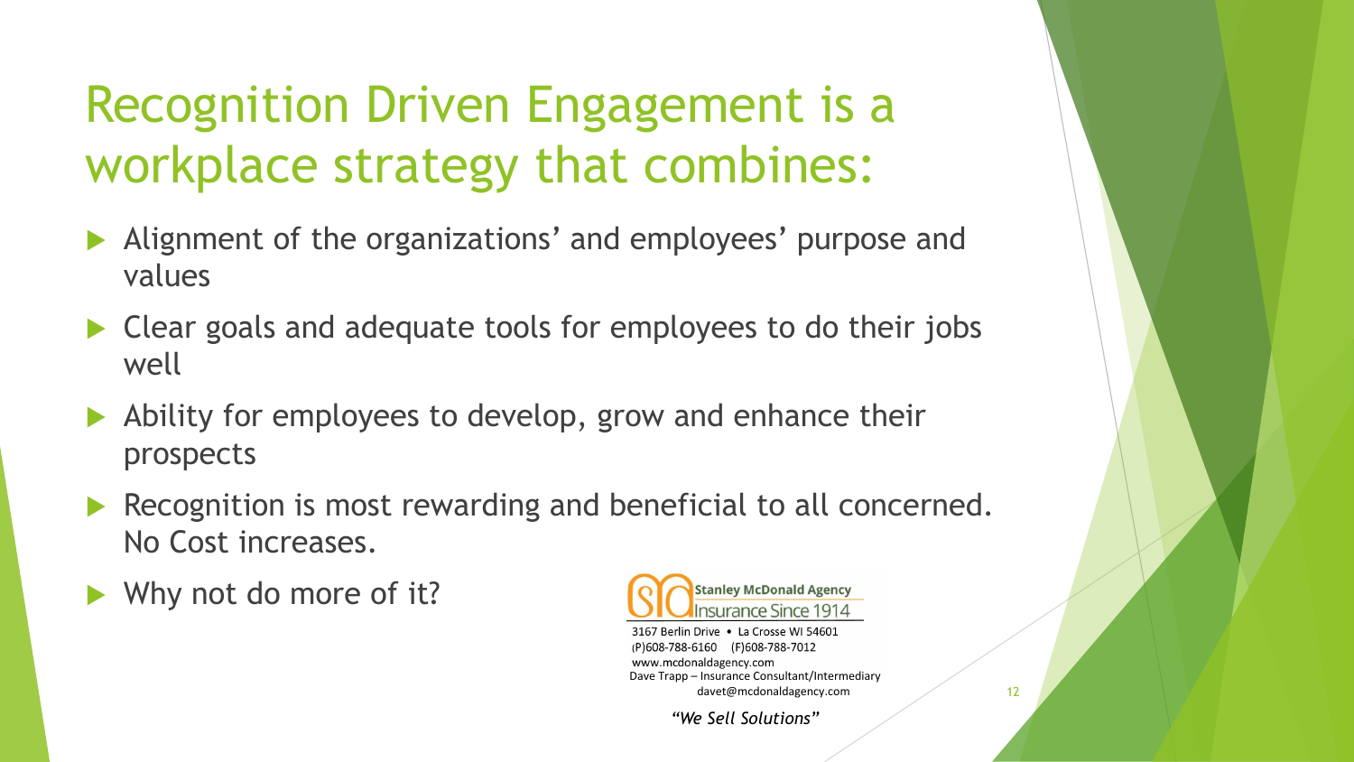# Recognition Driven Engagement is a workplace strategy that combines:

- Alignment of the organizations' and employees' purpose and values
- Clear goals and adequate tools for employees to do their jobs well
- Ability for employees to develop, grow and enhance their prospects
- Recognition is most rewarding and beneficial to all concerned. No Cost increases.
- Why not do more of it?

**Stanley McDonald Agency**
Insurance Since 1914

3167 Berlin Drive • La Crosse WI 54601
(P)608-788-6160 (F)608-788-7012
www.mcdonaldagency.com
Dave Trapp – Insurance Consultant/Intermediary
davet@mcdonaldagency.com

*"We Sell Solutions"*